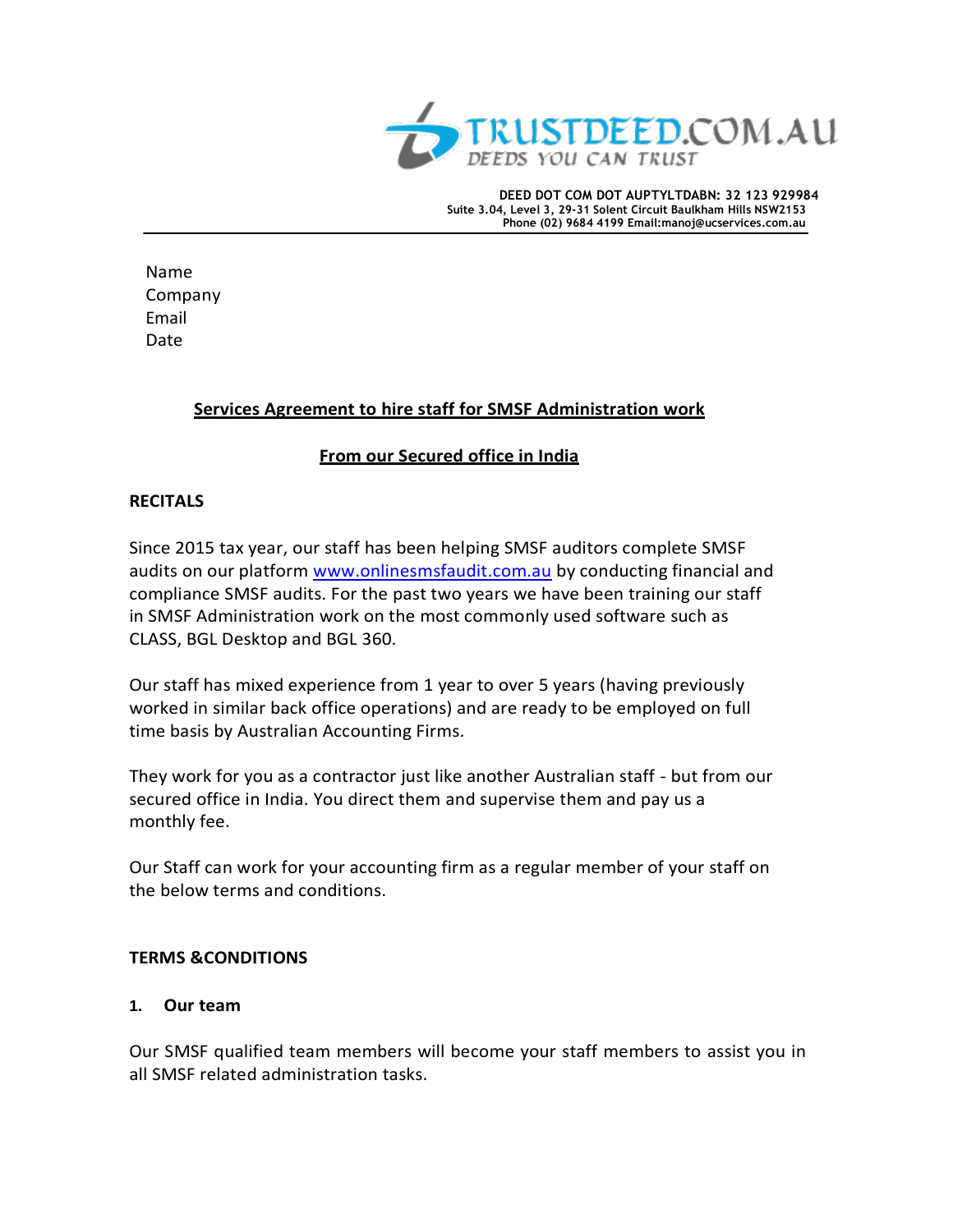TRUSTDEED.COM.AU

DEEDS YOU CAN TRUST

**DEED DOT COM DOT AUPTYLTDABN: 32 123 929984**
**Suite 3.04, Level 3, 29-31 Solent Circuit Baulkham Hills NSW2153**
**Phone (02) 9684 4199 Email:manoj@ucservices.com.au**

---

Name
Company
Email
Date

**Services Agreement to hire staff for SMSF Administration work**

**From our Secured office in India**

**RECITALS**

Since 2015 tax year, our staff has been helping SMSF auditors complete SMSF audits on our platform [www.onlinesmsfaudit.com.au](http://www.onlinesmsfaudit.com.au) by conducting financial and compliance SMSF audits. For the past two years we have been training our staff in SMSF Administration work on the most commonly used software such as CLASS, BGL Desktop and BGL 360.

Our staff has mixed experience from 1 year to over 5 years (having previously worked in similar back office operations) and are ready to be employed on full time basis by Australian Accounting Firms.

They work for you as a contractor just like another Australian staff - but from our secured office in India. You direct them and supervise them and pay us a monthly fee.

Our Staff can work for your accounting firm as a regular member of your staff on the below terms and conditions.

**TERMS &CONDITIONS**

**1. Our team**

Our SMSF qualified team members will become your staff members to assist you in all SMSF related administration tasks.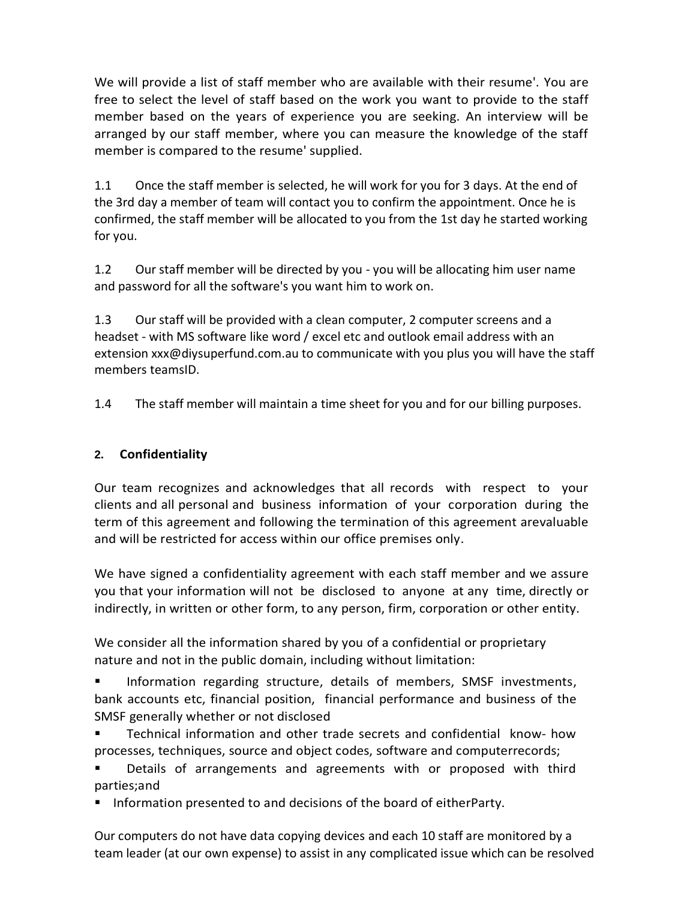We will provide a list of staff member who are available with their resume'. You are free to select the level of staff based on the work you want to provide to the staff member based on the years of experience you are seeking. An interview will be arranged by our staff member, where you can measure the knowledge of the staff member is compared to the resume' supplied.

1.1 Once the staff member is selected, he will work for you for 3 days. At the end of the 3rd day a member of team will contact you to confirm the appointment. Once he is confirmed, the staff member will be allocated to you from the 1st day he started working for you.

1.2 Our staff member will be directed by you - you will be allocating him user name and password for all the software's you want him to work on.

1.3 Our staff will be provided with a clean computer, 2 computer screens and a headset - with MS software like word / excel etc and outlook email address with an extension xxx@diysuperfund.com.au to communicate with you plus you will have the staff members teamsID.

1.4 The staff member will maintain a time sheet for you and for our billing purposes.

## 2. Confidentiality

Our team recognizes and acknowledges that all records with respect to your clients and all personal and business information of your corporation during the term of this agreement and following the termination of this agreement arevaluable and will be restricted for access within our office premises only.

We have signed a confidentiality agreement with each staff member and we assure you that your information will not be disclosed to anyone at any time, directly or indirectly, in written or other form, to any person, firm, corporation or other entity.

We consider all the information shared by you of a confidential or proprietary nature and not in the public domain, including without limitation:

- Information regarding structure, details of members, SMSF investments, bank accounts etc, financial position, financial performance and business of the SMSF generally whether or not disclosed
- Technical information and other trade secrets and confidential know- how processes, techniques, source and object codes, software and computerrecords;
- Details of arrangements and agreements with or proposed with third parties;and
- Information presented to and decisions of the board of eitherParty.

Our computers do not have data copying devices and each 10 staff are monitored by a team leader (at our own expense) to assist in any complicated issue which can be resolved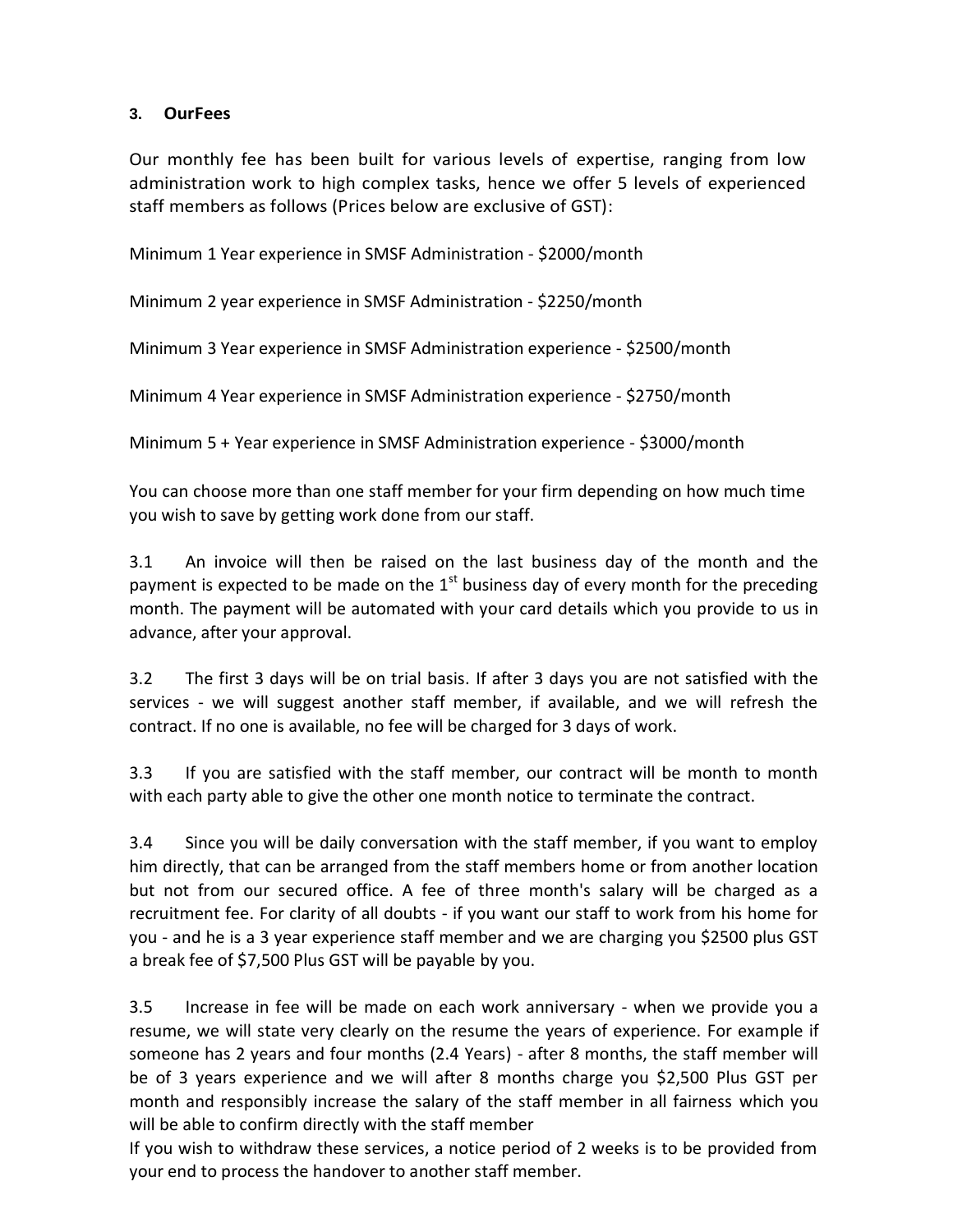### 3. OurFees

Our monthly fee has been built for various levels of expertise, ranging from low administration work to high complex tasks, hence we offer 5 levels of experienced staff members as follows (Prices below are exclusive of GST):

Minimum 1 Year experience in SMSF Administration - $2000/month

Minimum 2 year experience in SMSF Administration - $2250/month

Minimum 3 Year experience in SMSF Administration experience - $2500/month

Minimum 4 Year experience in SMSF Administration experience - $2750/month

Minimum 5 + Year experience in SMSF Administration experience - $3000/month

You can choose more than one staff member for your firm depending on how much time you wish to save by getting work done from our staff.

3.1 An invoice will then be raised on the last business day of the month and the payment is expected to be made on the 1st business day of every month for the preceding month. The payment will be automated with your card details which you provide to us in advance, after your approval.

3.2 The first 3 days will be on trial basis. If after 3 days you are not satisfied with the services - we will suggest another staff member, if available, and we will refresh the contract. If no one is available, no fee will be charged for 3 days of work.

3.3 If you are satisfied with the staff member, our contract will be month to month with each party able to give the other one month notice to terminate the contract.

3.4 Since you will be daily conversation with the staff member, if you want to employ him directly, that can be arranged from the staff members home or from another location but not from our secured office. A fee of three month's salary will be charged as a recruitment fee. For clarity of all doubts - if you want our staff to work from his home for you - and he is a 3 year experience staff member and we are charging you $2500 plus GST a break fee of $7,500 Plus GST will be payable by you.

3.5 Increase in fee will be made on each work anniversary - when we provide you a resume, we will state very clearly on the resume the years of experience. For example if someone has 2 years and four months (2.4 Years) - after 8 months, the staff member will be of 3 years experience and we will after 8 months charge you $2,500 Plus GST per month and responsibly increase the salary of the staff member in all fairness which you will be able to confirm directly with the staff member

If you wish to withdraw these services, a notice period of 2 weeks is to be provided from your end to process the handover to another staff member.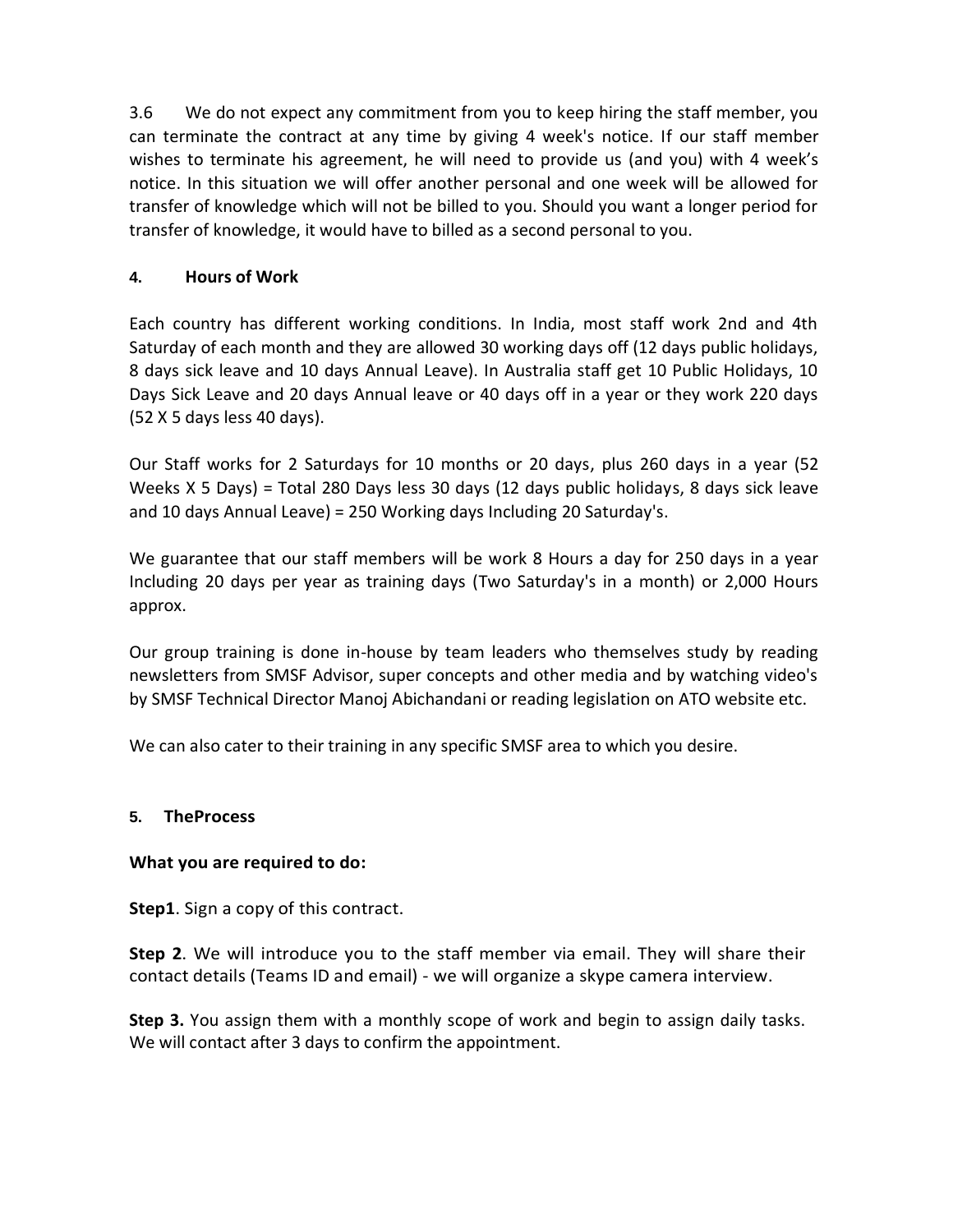3.6 We do not expect any commitment from you to keep hiring the staff member, you can terminate the contract at any time by giving 4 week's notice. If our staff member wishes to terminate his agreement, he will need to provide us (and you) with 4 week's notice. In this situation we will offer another personal and one week will be allowed for transfer of knowledge which will not be billed to you. Should you want a longer period for transfer of knowledge, it would have to billed as a second personal to you.

#### 4. Hours of Work

Each country has different working conditions. In India, most staff work 2nd and 4th Saturday of each month and they are allowed 30 working days off (12 days public holidays, 8 days sick leave and 10 days Annual Leave). In Australia staff get 10 Public Holidays, 10 Days Sick Leave and 20 days Annual leave or 40 days off in a year or they work 220 days (52 X 5 days less 40 days).

Our Staff works for 2 Saturdays for 10 months or 20 days, plus 260 days in a year (52 Weeks X 5 Days) = Total 280 Days less 30 days (12 days public holidays, 8 days sick leave and 10 days Annual Leave) = 250 Working days Including 20 Saturday's.

We guarantee that our staff members will be work 8 Hours a day for 250 days in a year Including 20 days per year as training days (Two Saturday's in a month) or 2,000 Hours approx.

Our group training is done in-house by team leaders who themselves study by reading newsletters from SMSF Advisor, super concepts and other media and by watching video's by SMSF Technical Director Manoj Abichandani or reading legislation on ATO website etc.

We can also cater to their training in any specific SMSF area to which you desire.

#### 5. TheProcess

**What you are required to do:**

**Step1**. Sign a copy of this contract.

**Step 2**. We will introduce you to the staff member via email. They will share their contact details (Teams ID and email) - we will organize a skype camera interview.

**Step 3.** You assign them with a monthly scope of work and begin to assign daily tasks. We will contact after 3 days to confirm the appointment.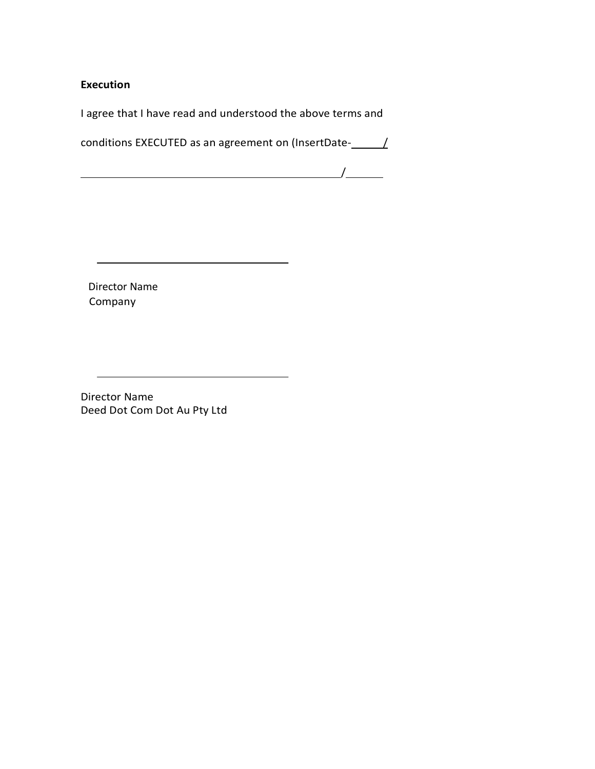**Execution**

I agree that I have read and understood the above terms and

conditions EXECUTED as an agreement on (InsertDate-______/

____________________________________________/______

____________________________________

Director Name
Company

____________________________________

Director Name
Deed Dot Com Dot Au Pty Ltd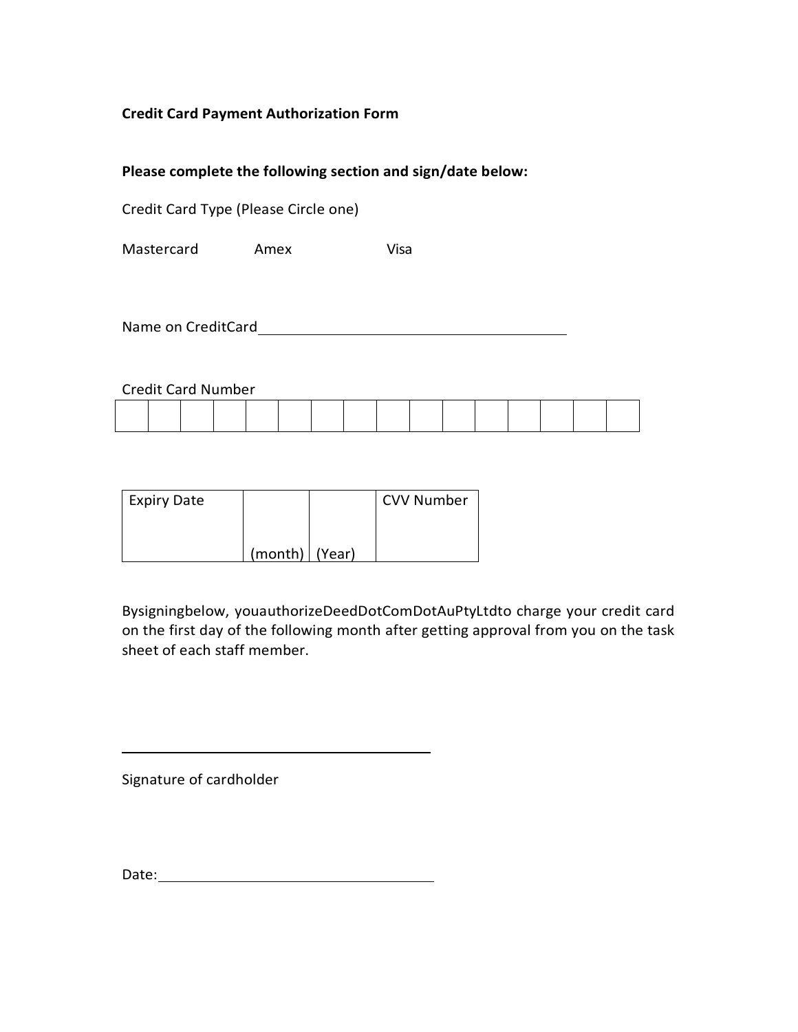**Credit Card Payment Authorization Form**

**Please complete the following section and sign/date below:**

Credit Card Type (Please Circle one)

Mastercard Amex Visa

Name on CreditCard\_\_\_\_\_\_\_\_\_\_\_\_\_\_\_\_\_\_\_\_\_\_\_\_\_\_\_\_\_\_\_\_\_\_\_\_\_\_\_\_

Credit Card Number

| | | | | | | | | | | | | | | | |
|---|---|---|---|---|---|---|---|---|---|---|---|---|---|---|---|
| | | | | | | | | | | | | | | | |

| | | | |
|---|---|---|---|
| Expiry Date | (month) | (Year) | CVV Number |

BysigningBelow, youauthorizeDeedDotComDotAuPtyLtdto charge your credit card on the first day of the following month after getting approval from you on the task sheet of each staff member.

\_\_\_\_\_\_\_\_\_\_\_\_\_\_\_\_\_\_\_\_\_\_\_\_\_\_\_\_\_\_\_\_\_\_\_\_\_\_\_\_

Signature of cardholder

Date:\_\_\_\_\_\_\_\_\_\_\_\_\_\_\_\_\_\_\_\_\_\_\_\_\_\_\_\_\_\_\_\_\_\_\_\_